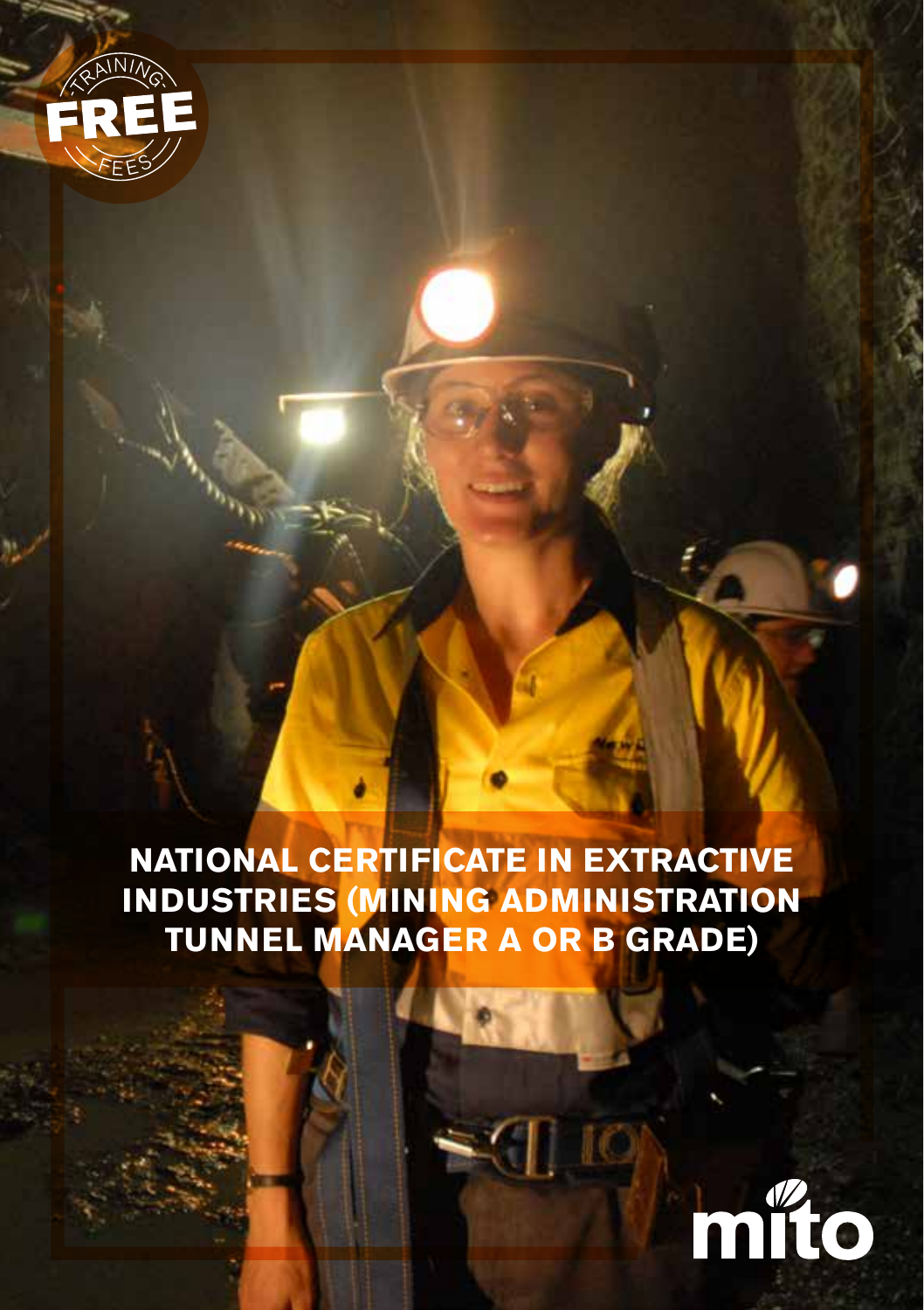TRAINING FREE FEES

# NATIONAL CERTIFICATE IN EXTRACTIVE INDUSTRIES (MINING ADMINISTRATION TUNNEL MANAGER A OR B GRADE)

mito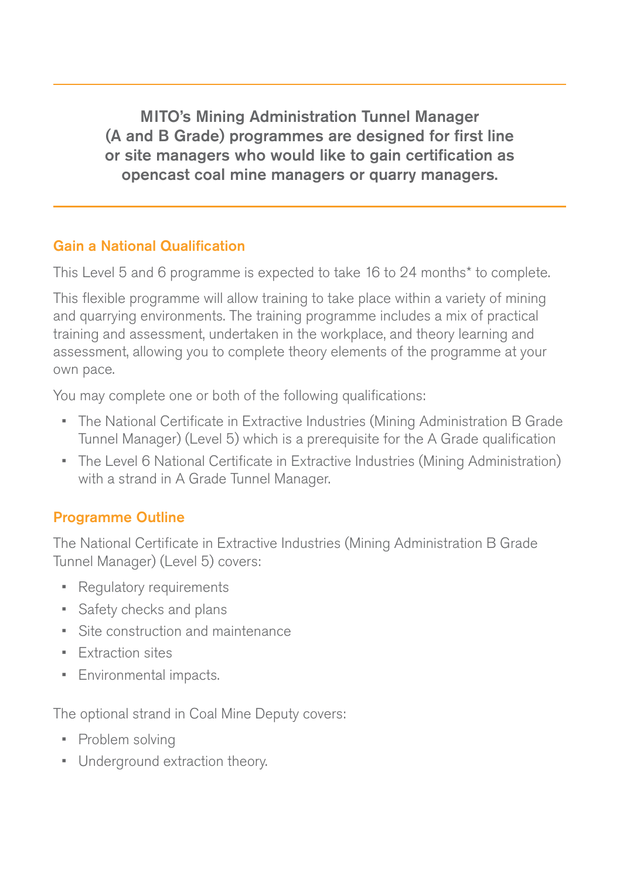**MITO's Mining Administration Tunnel Manager (A and B Grade) programmes are designed for first line or site managers who would like to gain certification as opencast coal mine managers or quarry managers.**

## Gain a National Qualification

This Level 5 and 6 programme is expected to take 16 to 24 months* to complete.

This flexible programme will allow training to take place within a variety of mining and quarrying environments. The training programme includes a mix of practical training and assessment, undertaken in the workplace, and theory learning and assessment, allowing you to complete theory elements of the programme at your own pace.

You may complete one or both of the following qualifications:

- The National Certificate in Extractive Industries (Mining Administration B Grade Tunnel Manager) (Level 5) which is a prerequisite for the A Grade qualification
- The Level 6 National Certificate in Extractive Industries (Mining Administration) with a strand in A Grade Tunnel Manager.

## Programme Outline

The National Certificate in Extractive Industries (Mining Administration B Grade Tunnel Manager) (Level 5) covers:

- Regulatory requirements
- Safety checks and plans
- Site construction and maintenance
- Extraction sites
- Environmental impacts.

The optional strand in Coal Mine Deputy covers:

- Problem solving
- Underground extraction theory.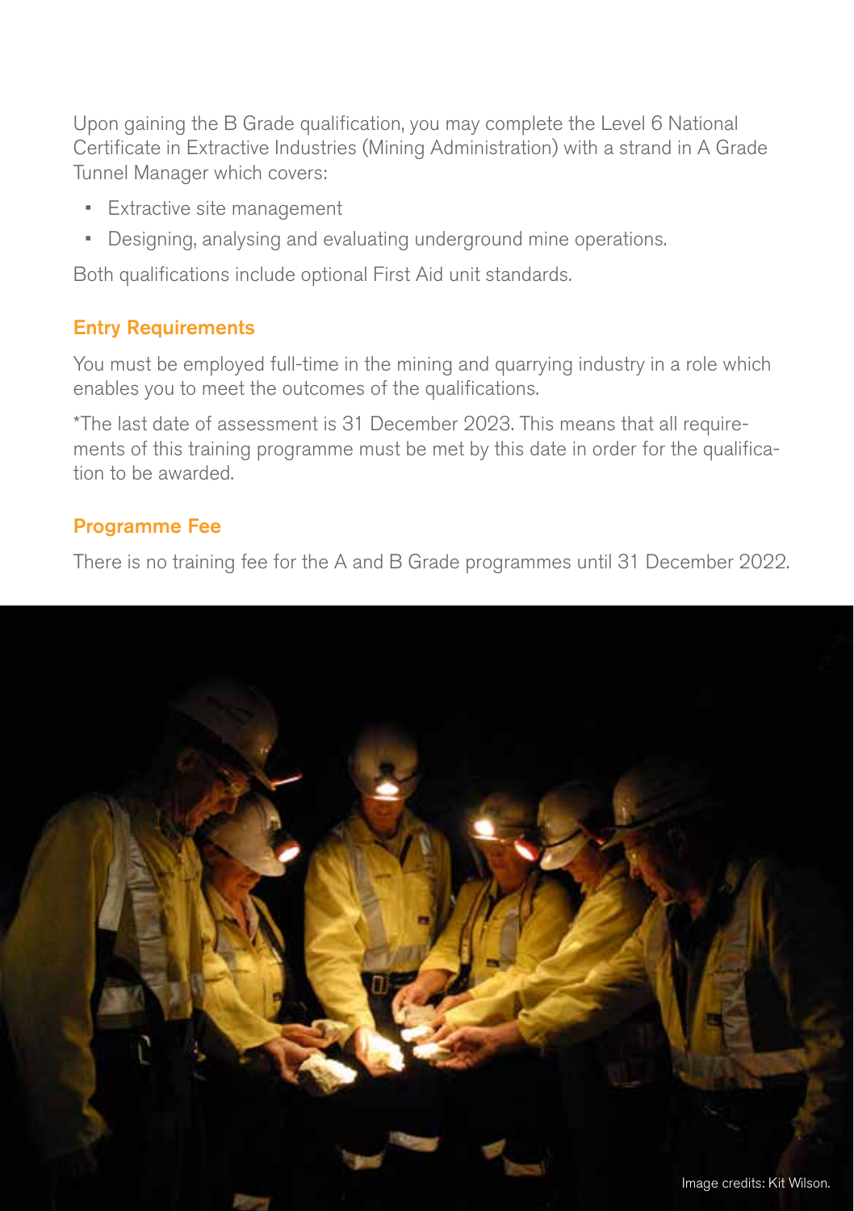Upon gaining the B Grade qualification, you may complete the Level 6 National Certificate in Extractive Industries (Mining Administration) with a strand in A Grade Tunnel Manager which covers:

- Extractive site management
- Designing, analysing and evaluating underground mine operations.

Both qualifications include optional First Aid unit standards.

### Entry Requirements

You must be employed full-time in the mining and quarrying industry in a role which enables you to meet the outcomes of the qualifications.

*The last date of assessment is 31 December 2023. This means that all requirements of this training programme must be met by this date in order for the qualification to be awarded.

### Programme Fee

There is no training fee for the A and B Grade programmes until 31 December 2022.

Image credits: Kit Wilson.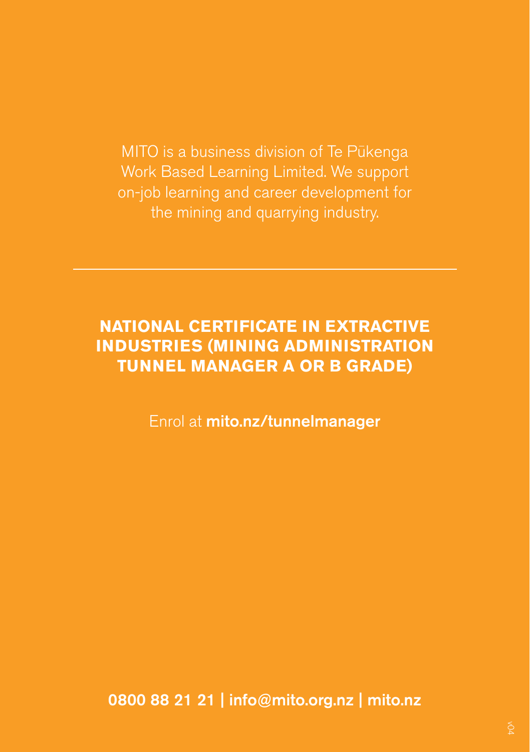MITO is a business division of Te Pūkenga Work Based Learning Limited. We support on-job learning and career development for the mining and quarrying industry.

---

## NATIONAL CERTIFICATE IN EXTRACTIVE INDUSTRIES (MINING ADMINISTRATION TUNNEL MANAGER A OR B GRADE)

Enrol at **mito.nz/tunnelmanager**

**0800 88 21 21 | info@mito.org.nz | mito.nz**

v04